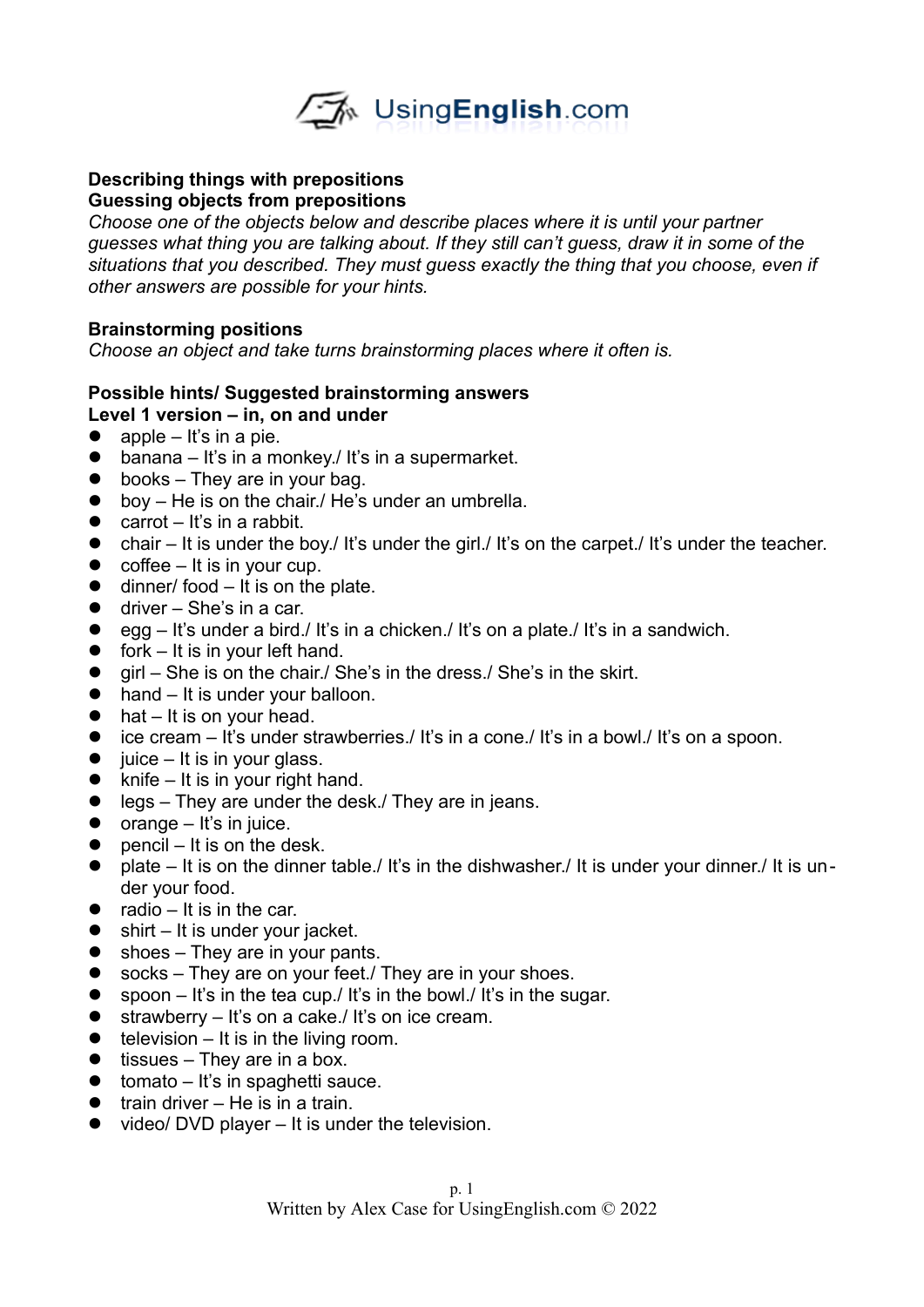UsingEnglish.com

**Describing things with prepositions**
**Guessing objects from prepositions**

*Choose one of the objects below and describe places where it is until your partner guesses what thing you are talking about. If they still can't guess, draw it in some of the situations that you described. They must guess exactly the thing that you choose, even if other answers are possible for your hints.*

**Brainstorming positions**

*Choose an object and take turns brainstorming places where it often is.*

**Possible hints/ Suggested brainstorming answers**
**Level 1 version – in, on and under**

- apple – It's in a pie.
- banana – It's in a monkey./ It's in a supermarket.
- books – They are in your bag.
- boy – He is on the chair./ He's under an umbrella.
- carrot – It's in a rabbit.
- chair – It is under the boy./ It's under the girl./ It's on the carpet./ It's under the teacher.
- coffee – It is in your cup.
- dinner/ food – It is on the plate.
- driver – She's in a car.
- egg – It's under a bird./ It's in a chicken./ It's on a plate./ It's in a sandwich.
- fork – It is in your left hand.
- girl – She is on the chair./ She's in the dress./ She's in the skirt.
- hand – It is under your balloon.
- hat – It is on your head.
- ice cream – It's under strawberries./ It's in a cone./ It's in a bowl./ It's on a spoon.
- juice – It is in your glass.
- knife – It is in your right hand.
- legs – They are under the desk./ They are in jeans.
- orange – It's in juice.
- pencil – It is on the desk.
- plate – It is on the dinner table./ It's in the dishwasher./ It is under your dinner./ It is under your food.
- radio – It is in the car.
- shirt – It is under your jacket.
- shoes – They are in your pants.
- socks – They are on your feet./ They are in your shoes.
- spoon – It's in the tea cup./ It's in the bowl./ It's in the sugar.
- strawberry – It's on a cake./ It's on ice cream.
- television – It is in the living room.
- tissues – They are in a box.
- tomato – It's in spaghetti sauce.
- train driver – He is in a train.
- video/ DVD player – It is under the television.

Written by Alex Case for UsingEnglish.com © 2022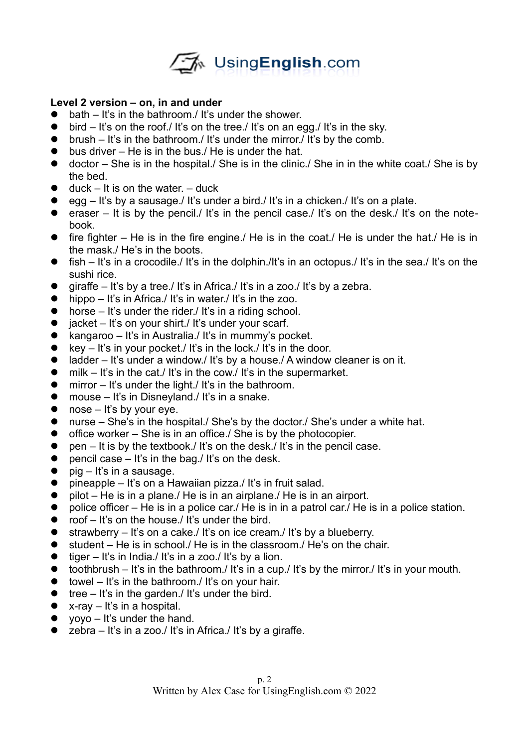**Level 2 version – on, in and under**

- bath – It's in the bathroom./ It's under the shower.
- bird – It's on the roof./ It's on the tree./ It's on an egg./ It's in the sky.
- brush – It's in the bathroom./ It's under the mirror./ It's by the comb.
- bus driver – He is in the bus./ He is under the hat.
- doctor – She is in the hospital./ She is in the clinic./ She in in the white coat./ She is by the bed.
- duck – It is on the water. – duck
- egg – It's by a sausage./ It's under a bird./ It's in a chicken./ It's on a plate.
- eraser – It is by the pencil./ It's in the pencil case./ It's on the desk./ It's on the note-book.
- fire fighter – He is in the fire engine./ He is in the coat./ He is under the hat./ He is in the mask./ He's in the boots.
- fish – It's in a crocodile./ It's in the dolphin./It's in an octopus./ It's in the sea./ It's on the sushi rice.
- giraffe – It's by a tree./ It's in Africa./ It's in a zoo./ It's by a zebra.
- hippo – It's in Africa./ It's in water./ It's in the zoo.
- horse – It's under the rider./ It's in a riding school.
- jacket – It's on your shirt./ It's under your scarf.
- kangaroo – It's in Australia./ It's in mummy's pocket.
- key – It's in your pocket./ It's in the lock./ It's in the door.
- ladder – It's under a window./ It's by a house./ A window cleaner is on it.
- milk – It's in the cat./ It's in the cow./ It's in the supermarket.
- mirror – It's under the light./ It's in the bathroom.
- mouse – It's in Disneyland./ It's in a snake.
- nose – It's by your eye.
- nurse – She's in the hospital./ She's by the doctor./ She's under a white hat.
- office worker – She is in an office./ She is by the photocopier.
- pen – It is by the textbook./ It's on the desk./ It's in the pencil case.
- pencil case – It's in the bag./ It's on the desk.
- pig – It's in a sausage.
- pineapple – It's on a Hawaiian pizza./ It's in fruit salad.
- pilot – He is in a plane./ He is in an airplane./ He is in an airport.
- police officer – He is in a police car./ He is in in a patrol car./ He is in a police station.
- roof – It's on the house./ It's under the bird.
- strawberry – It's on a cake./ It's on ice cream./ It's by a blueberry.
- student – He is in school./ He is in the classroom./ He's on the chair.
- tiger – It's in India./ It's in a zoo./ It's by a lion.
- toothbrush – It's in the bathroom./ It's in a cup./ It's by the mirror./ It's in your mouth.
- towel – It's in the bathroom./ It's on your hair.
- tree – It's in the garden./ It's under the bird.
- x-ray – It's in a hospital.
- yoyo – It's under the hand.
- zebra – It's in a zoo./ It's in Africa./ It's by a giraffe.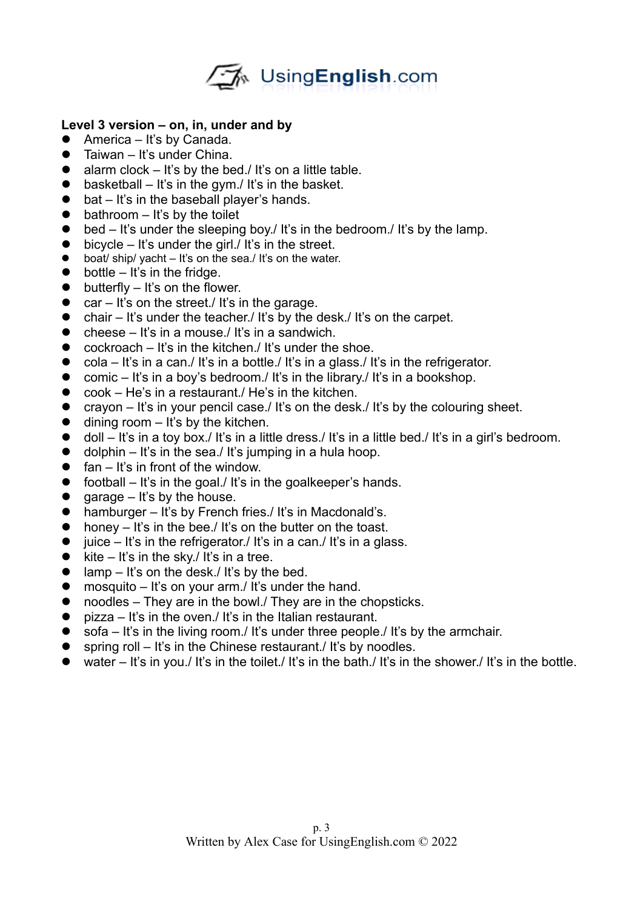**Level 3 version – on, in, under and by**

- America – It's by Canada.
- Taiwan – It's under China.
- alarm clock – It's by the bed./ It's on a little table.
- basketball – It's in the gym./ It's in the basket.
- bat – It's in the baseball player's hands.
- bathroom – It's by the toilet
- bed – It's under the sleeping boy./ It's in the bedroom./ It's by the lamp.
- bicycle – It's under the girl./ It's in the street.
- boat/ ship/ yacht – It's on the sea./ It's on the water.
- bottle – It's in the fridge.
- butterfly – It's on the flower.
- car – It's on the street./ It's in the garage.
- chair – It's under the teacher./ It's by the desk./ It's on the carpet.
- cheese – It's in a mouse./ It's in a sandwich.
- cockroach – It's in the kitchen./ It's under the shoe.
- cola – It's in a can./ It's in a bottle./ It's in a glass./ It's in the refrigerator.
- comic – It's in a boy's bedroom./ It's in the library./ It's in a bookshop.
- cook – He's in a restaurant./ He's in the kitchen.
- crayon – It's in your pencil case./ It's on the desk./ It's by the colouring sheet.
- dining room – It's by the kitchen.
- doll – It's in a toy box./ It's in a little dress./ It's in a little bed./ It's in a girl's bedroom.
- dolphin – It's in the sea./ It's jumping in a hula hoop.
- fan – It's in front of the window.
- football – It's in the goal./ It's in the goalkeeper's hands.
- garage – It's by the house.
- hamburger – It's by French fries./ It's in Macdonald's.
- honey – It's in the bee./ It's on the butter on the toast.
- juice – It's in the refrigerator./ It's in a can./ It's in a glass.
- kite – It's in the sky./ It's in a tree.
- lamp – It's on the desk./ It's by the bed.
- mosquito – It's on your arm./ It's under the hand.
- noodles – They are in the bowl./ They are in the chopsticks.
- pizza – It's in the oven./ It's in the Italian restaurant.
- sofa – It's in the living room./ It's under three people./ It's by the armchair.
- spring roll – It's in the Chinese restaurant./ It's by noodles.
- water – It's in you./ It's in the toilet./ It's in the bath./ It's in the shower./ It's in the bottle.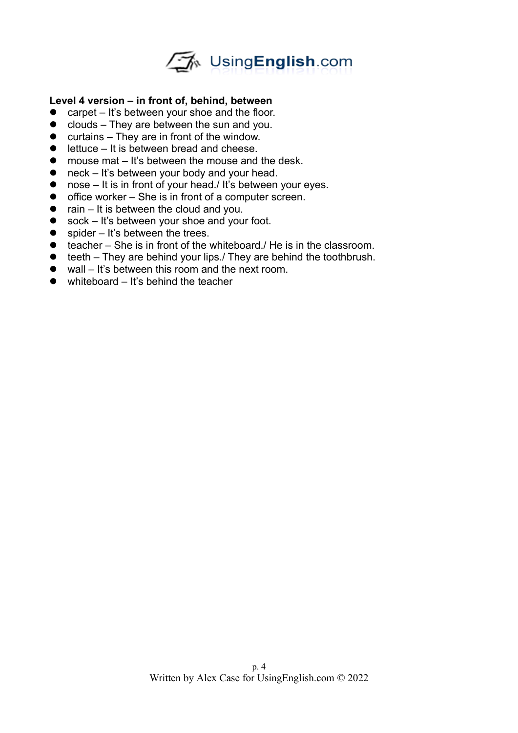**Level 4 version – in front of, behind, between**

- carpet – It's between your shoe and the floor.
- clouds – They are between the sun and you.
- curtains – They are in front of the window.
- lettuce – It is between bread and cheese.
- mouse mat – It's between the mouse and the desk.
- neck – It's between your body and your head.
- nose – It is in front of your head./ It's between your eyes.
- office worker – She is in front of a computer screen.
- rain – It is between the cloud and you.
- sock – It's between your shoe and your foot.
- spider – It's between the trees.
- teacher – She is in front of the whiteboard./ He is in the classroom.
- teeth – They are behind your lips./ They are behind the toothbrush.
- wall – It's between this room and the next room.
- whiteboard – It's behind the teacher